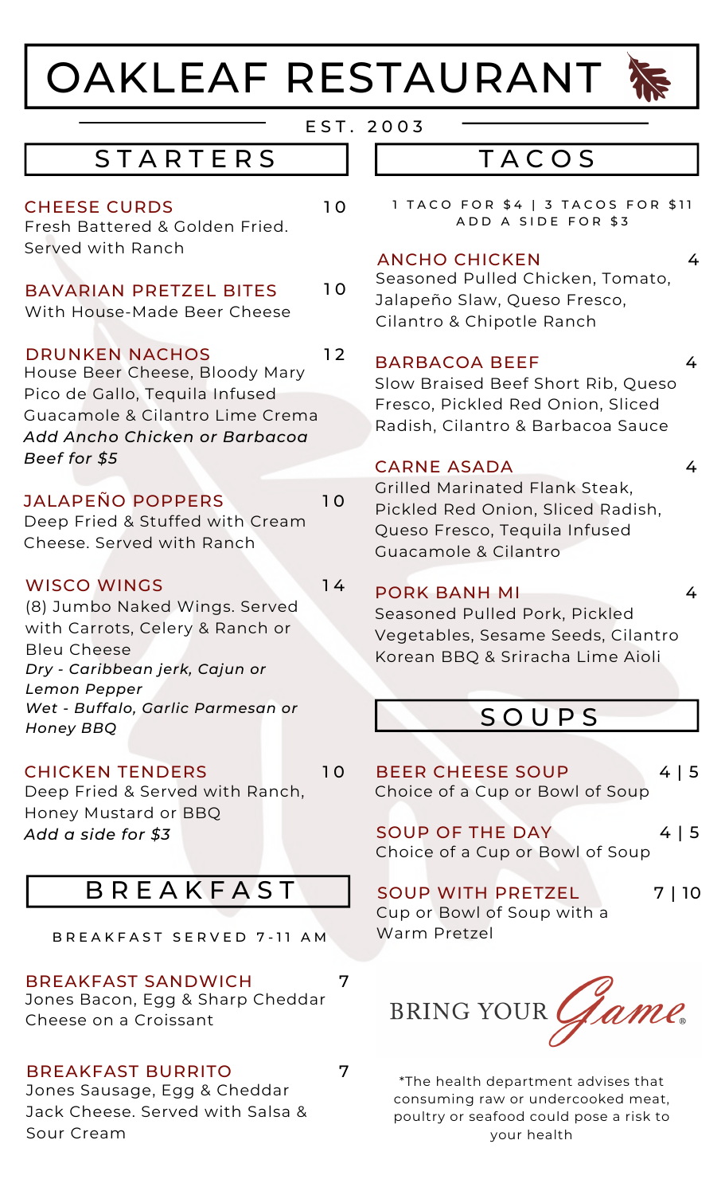# OAKLEAF RESTAURANT

EST. 2003

## STARTERS

**CHEESE CURDS** 10
Fresh Battered & Golden Fried. Served with Ranch

**BAVARIAN PRETZEL BITES** 10
With House-Made Beer Cheese

**DRUNKEN NACHOS** 12
House Beer Cheese, Bloody Mary Pico de Gallo, Tequila Infused Guacamole & Cilantro Lime Crema
*Add Ancho Chicken or Barbacoa Beef for $5*

**JALAPEÑO POPPERS** 10
Deep Fried & Stuffed with Cream Cheese. Served with Ranch

**WISCO WINGS** 14
(8) Jumbo Naked Wings. Served with Carrots, Celery & Ranch or Bleu Cheese
*Dry - Caribbean jerk, Cajun or Lemon Pepper*
*Wet - Buffalo, Garlic Parmesan or Honey BBQ*

**CHICKEN TENDERS** 10
Deep Fried & Served with Ranch, Honey Mustard or BBQ
*Add a side for $3*

## BREAKFAST

BREAKFAST SERVED 7-11 AM

**BREAKFAST SANDWICH** 7
Jones Bacon, Egg & Sharp Cheddar Cheese on a Croissant

**BREAKFAST BURRITO** 7
Jones Sausage, Egg & Cheddar Jack Cheese. Served with Salsa & Sour Cream

## TACOS

1 TACO FOR $4 | 3 TACOS FOR $11
ADD A SIDE FOR $3

**ANCHO CHICKEN** 4
Seasoned Pulled Chicken, Tomato, Jalapeño Slaw, Queso Fresco, Cilantro & Chipotle Ranch

**BARBACOA BEEF** 4
Slow Braised Beef Short Rib, Queso Fresco, Pickled Red Onion, Sliced Radish, Cilantro & Barbacoa Sauce

**CARNE ASADA** 4
Grilled Marinated Flank Steak, Pickled Red Onion, Sliced Radish, Queso Fresco, Tequila Infused Guacamole & Cilantro

**PORK BANH MI** 4
Seasoned Pulled Pork, Pickled Vegetables, Sesame Seeds, Cilantro Korean BBQ & Sriracha Lime Aioli

## SOUPS

**BEER CHEESE SOUP** 4 | 5
Choice of a Cup or Bowl of Soup

**SOUP OF THE DAY** 4 | 5
Choice of a Cup or Bowl of Soup

**SOUP WITH PRETZEL** 7 | 10
Cup or Bowl of Soup with a Warm Pretzel

BRING YOUR *Game*®

*The health department advises that consuming raw or undercooked meat, poultry or seafood could pose a risk to your health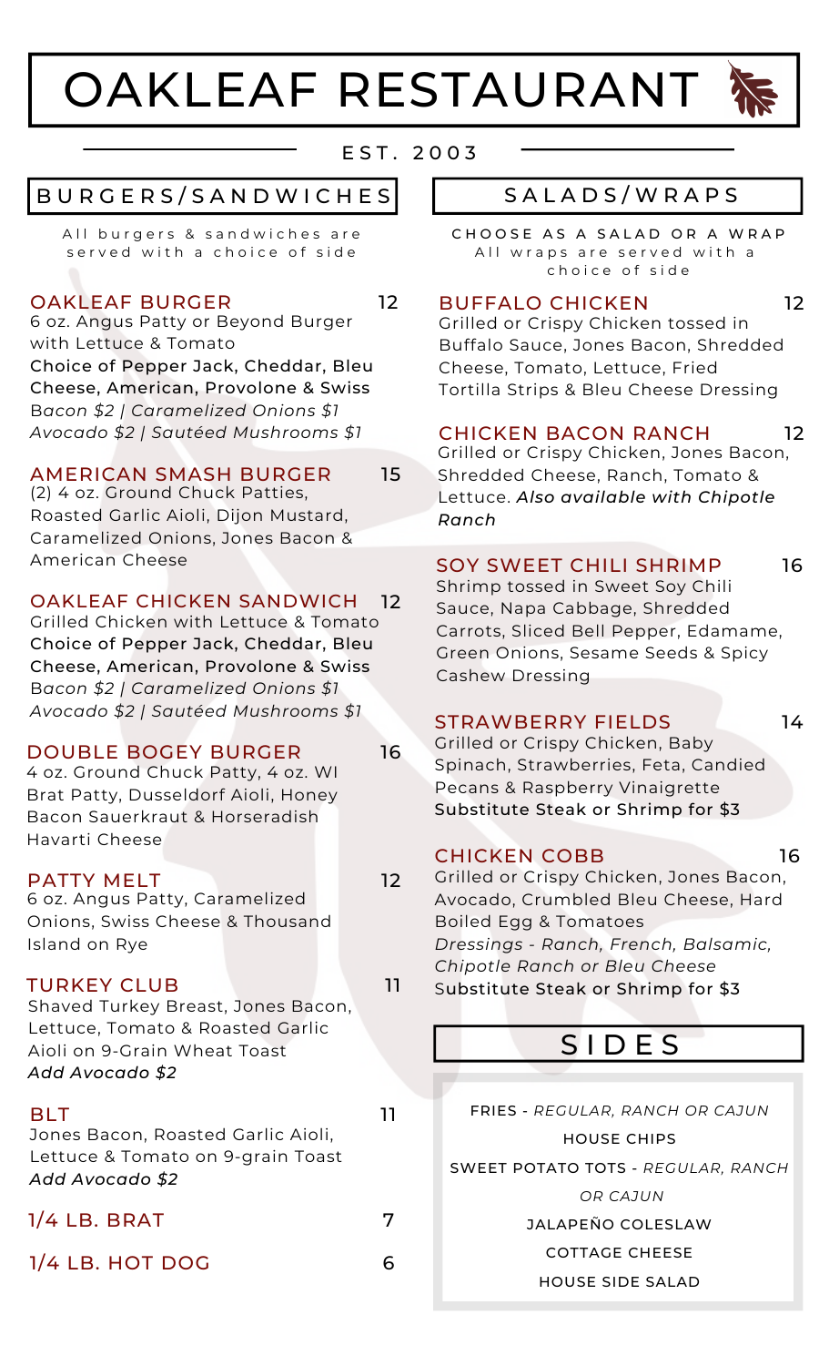# OAKLEAF RESTAURANT

EST. 2003

## BURGERS/SANDWICHES

All burgers & sandwiches are served with a choice of side

### OAKLEAF BURGER — 12

6 oz. Angus Patty or Beyond Burger with Lettuce & Tomato
Choice of Pepper Jack, Cheddar, Bleu Cheese, American, Provolone & Swiss
*Bacon $2 | Caramelized Onions $1*
*Avocado $2 | Sautéed Mushrooms $1*

### AMERICAN SMASH BURGER — 15

(2) 4 oz. Ground Chuck Patties, Roasted Garlic Aioli, Dijon Mustard, Caramelized Onions, Jones Bacon & American Cheese

### OAKLEAF CHICKEN SANDWICH — 12

Grilled Chicken with Lettuce & Tomato
Choice of Pepper Jack, Cheddar, Bleu Cheese, American, Provolone & Swiss
*Bacon $2 | Caramelized Onions $1*
*Avocado $2 | Sautéed Mushrooms $1*

### DOUBLE BOGEY BURGER — 16

4 oz. Ground Chuck Patty, 4 oz. WI Brat Patty, Dusseldorf Aioli, Honey Bacon Sauerkraut & Horseradish Havarti Cheese

### PATTY MELT — 12

6 oz. Angus Patty, Caramelized Onions, Swiss Cheese & Thousand Island on Rye

### TURKEY CLUB — 11

Shaved Turkey Breast, Jones Bacon, Lettuce, Tomato & Roasted Garlic Aioli on 9-Grain Wheat Toast
*Add Avocado $2*

### BLT — 11

Jones Bacon, Roasted Garlic Aioli, Lettuce & Tomato on 9-grain Toast
*Add Avocado $2*

### 1/4 LB. BRAT — 7

### 1/4 LB. HOT DOG — 6

## SALADS/WRAPS

CHOOSE AS A SALAD OR A WRAP
All wraps are served with a choice of side

### BUFFALO CHICKEN — 12

Grilled or Crispy Chicken tossed in Buffalo Sauce, Jones Bacon, Shredded Cheese, Tomato, Lettuce, Fried Tortilla Strips & Bleu Cheese Dressing

### CHICKEN BACON RANCH — 12

Grilled or Crispy Chicken, Jones Bacon, Shredded Cheese, Ranch, Tomato & Lettuce. *Also available with Chipotle Ranch*

### SOY SWEET CHILI SHRIMP — 16

Shrimp tossed in Sweet Soy Chili Sauce, Napa Cabbage, Shredded Carrots, Sliced Bell Pepper, Edamame, Green Onions, Sesame Seeds & Spicy Cashew Dressing

### STRAWBERRY FIELDS — 14

Grilled or Crispy Chicken, Baby Spinach, Strawberries, Feta, Candied Pecans & Raspberry Vinaigrette
Substitute Steak or Shrimp for $3

### CHICKEN COBB — 16

Grilled or Crispy Chicken, Jones Bacon, Avocado, Crumbled Bleu Cheese, Hard Boiled Egg & Tomatoes
*Dressings - Ranch, French, Balsamic, Chipotle Ranch or Bleu Cheese*
Substitute Steak or Shrimp for $3

## SIDES

FRIES - *REGULAR, RANCH OR CAJUN*

HOUSE CHIPS

SWEET POTATO TOTS - *REGULAR, RANCH OR CAJUN*

JALAPEÑO COLESLAW

COTTAGE CHEESE

HOUSE SIDE SALAD